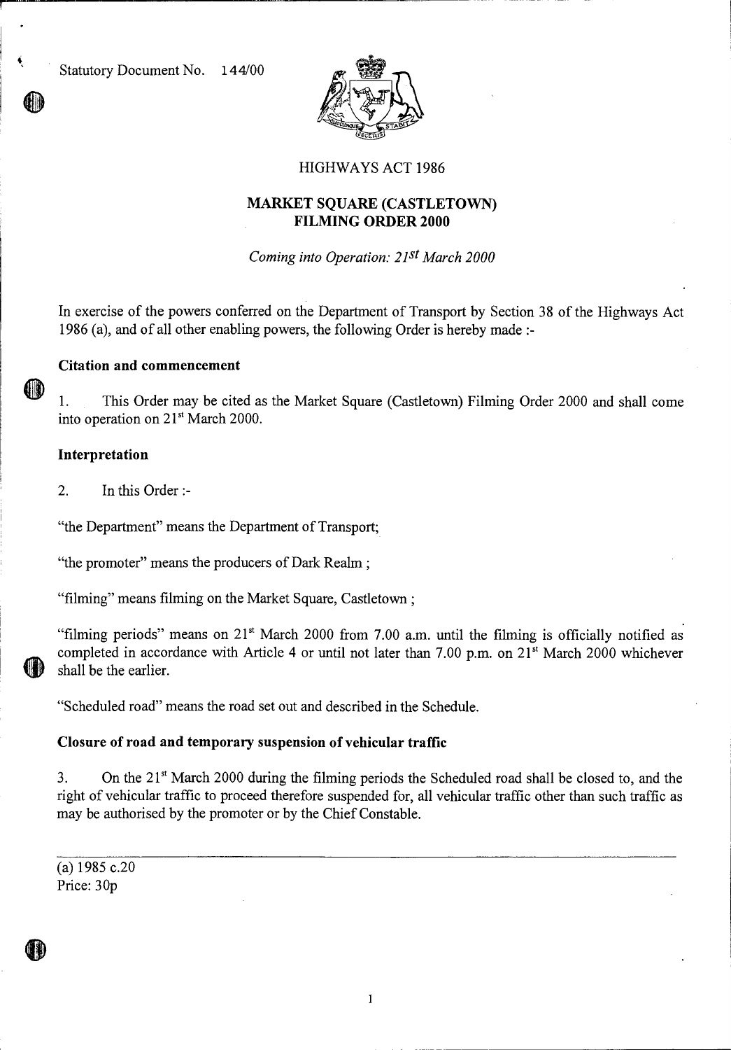Statutory Document No. 144/00

# HIGHWAYS ACT 1986

## MARKET SQUARE (CASTLETOWN) FILMING ORDER 2000

*Coming into Operation: 21st March 2000*

In exercise of the powers conferred on the Department of Transport by Section 38 of the Highways Act 1986 (a), and of all other enabling powers, the following Order is hereby made :-

### Citation and commencement

1. This Order may be cited as the Market Square (Castletown) Filming Order 2000 and shall come into operation on 21st March 2000.

### Interpretation

2. In this Order :-

"the Department" means the Department of Transport;

"the promoter" means the producers of Dark Realm ;

"filming" means filming on the Market Square, Castletown ;

"filming periods" means on 21st March 2000 from 7.00 a.m. until the filming is officially notified as completed in accordance with Article 4 or until not later than 7.00 p.m. on 21st March 2000 whichever shall be the earlier.

"Scheduled road" means the road set out and described in the Schedule.

### Closure of road and temporary suspension of vehicular traffic

3. On the 21st March 2000 during the filming periods the Scheduled road shall be closed to, and the right of vehicular traffic to proceed therefore suspended for, all vehicular traffic other than such traffic as may be authorised by the promoter or by the Chief Constable.

---

(a) 1985 c.20

Price: 30p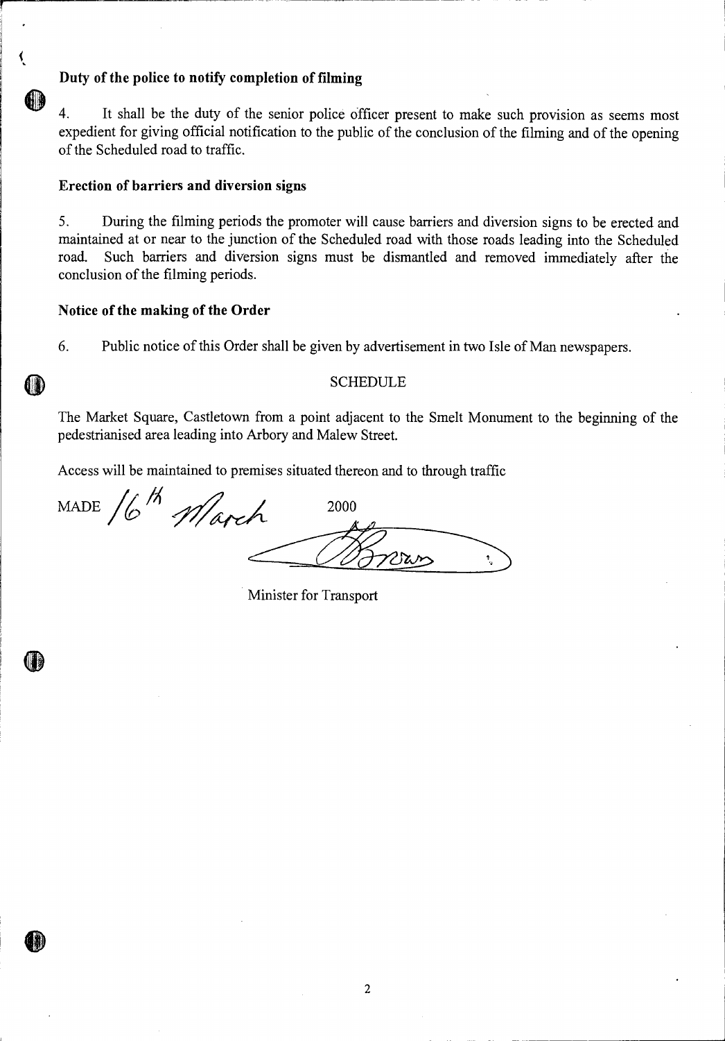### Duty of the police to notify completion of filming

4. It shall be the duty of the senior police officer present to make such provision as seems most expedient for giving official notification to the public of the conclusion of the filming and of the opening of the Scheduled road to traffic.

### Erection of barriers and diversion signs

5. During the filming periods the promoter will cause barriers and diversion signs to be erected and maintained at or near to the junction of the Scheduled road with those roads leading into the Scheduled road. Such barriers and diversion signs must be dismantled and removed immediately after the conclusion of the filming periods.

### Notice of the making of the Order

6. Public notice of this Order shall be given by advertisement in two Isle of Man newspapers.

## SCHEDULE

The Market Square, Castletown from a point adjacent to the Smelt Monument to the beginning of the pedestrianised area leading into Arbory and Malew Street.

Access will be maintained to premises situated thereon and to through traffic

MADE 16th March 2000

Minister for Transport